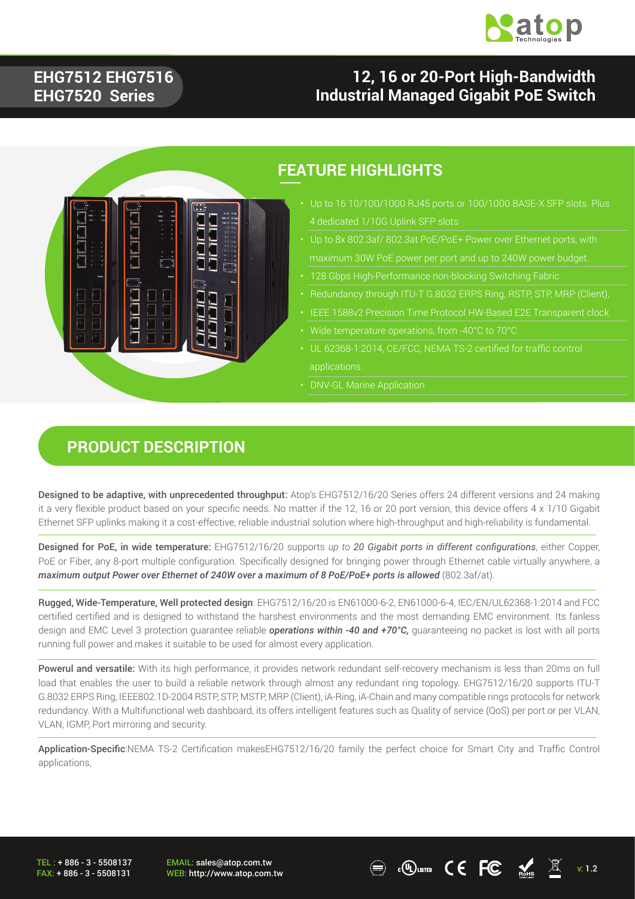# EHG7512 EHG7516 EHG7520 Series

## 12, 16 or 20-Port High-Bandwidth Industrial Managed Gigabit PoE Switch

## FEATURE HIGHLIGHTS

- Up to 16 10/100/1000 RJ45 ports or 100/1000 BASE-X SFP slots. Plus 4 dedicated 1/10G Uplink SFP slots
- Up to 8x 802.3af/ 802.3at PoE/PoE+ Power over Ethernet ports, with maximum 30W PoE power per port and up to 240W power budget.
- 128 Gbps High-Performance non-blocking Switching Fabric
- Redundancy through ITU-T G.8032 ERPS Ring, RSTP, STP, MRP (Client),
- IEEE 1588v2 Precision Time Protocol HW-Based E2E Transparent clock
- Wide temperature operations, from -40°C to 70°C
- UL 62368-1:2014, CE/FCC, NEMA TS-2 certified for traffic control applications
- DNV-GL Marine Application

## PRODUCT DESCRIPTION

**Designed to be adaptive, with unprecedented throughput:** Atop's EHG7512/16/20 Series offers 24 different versions and 24 making it a very flexible product based on your specific needs. No matter if the 12, 16 or 20 port version, this device offers 4 x 1/10 Gigabit Ethernet SFP uplinks making it a cost-effective, reliable industrial solution where high-throughput and high-reliability is fundamental.

**Designed for PoE, in wide temperature:** EHG7512/16/20 supports *up to **20 Gigabit ports in different configurations***, either Copper, PoE or Fiber, any 8-port multiple configuration. Specifically designed for bringing power through Ethernet cable virtually anywhere, a ***maximum output Power over Ethernet of 240W over a maximum of 8 PoE/PoE+ ports is allowed*** (802.3af/at).

**Rugged, Wide-Temperature, Well protected design**: EHG7512/16/20 is EN61000-6-2, EN61000-6-4, IEC/EN/UL62368-1:2014 and FCC certified certified and is designed to withstand the harshest environments and the most demanding EMC environment. Its fanless design and EMC Level 3 protection guarantee reliable ***operations within -40 and +70°C,*** guaranteeing no packet is lost with all ports running full power and makes it suitable to be used for almost every application.

**Powerul and versatile:** With its high performance, it provides network redundant self-recovery mechanism is less than 20ms on full load that enables the user to build a reliable network through almost any redundant ring topology. EHG7512/16/20 supports ITU-T G.8032 ERPS Ring, IEEE802.1D-2004 RSTP, STP, MSTP, MRP (Client), iA-Ring, iA-Chain and many compatible rings protocols for network redundancy. With a Multifunctional web dashboard, its offers intelligent features such as Quality of service (QoS) per port or per VLAN, VLAN, IGMP, Port mirroring and security.

**Application-Specific**:NEMA TS-2 Certification makesEHG7512/16/20 family the perfect choice for Smart City and Traffic Control applications,

TEL : + 886 - 3 - 5508137
FAX: + 886 - 3 - 5508131

EMAIL: sales@atop.com.tw
WEB: http://www.atop.com.tw

v: 1.2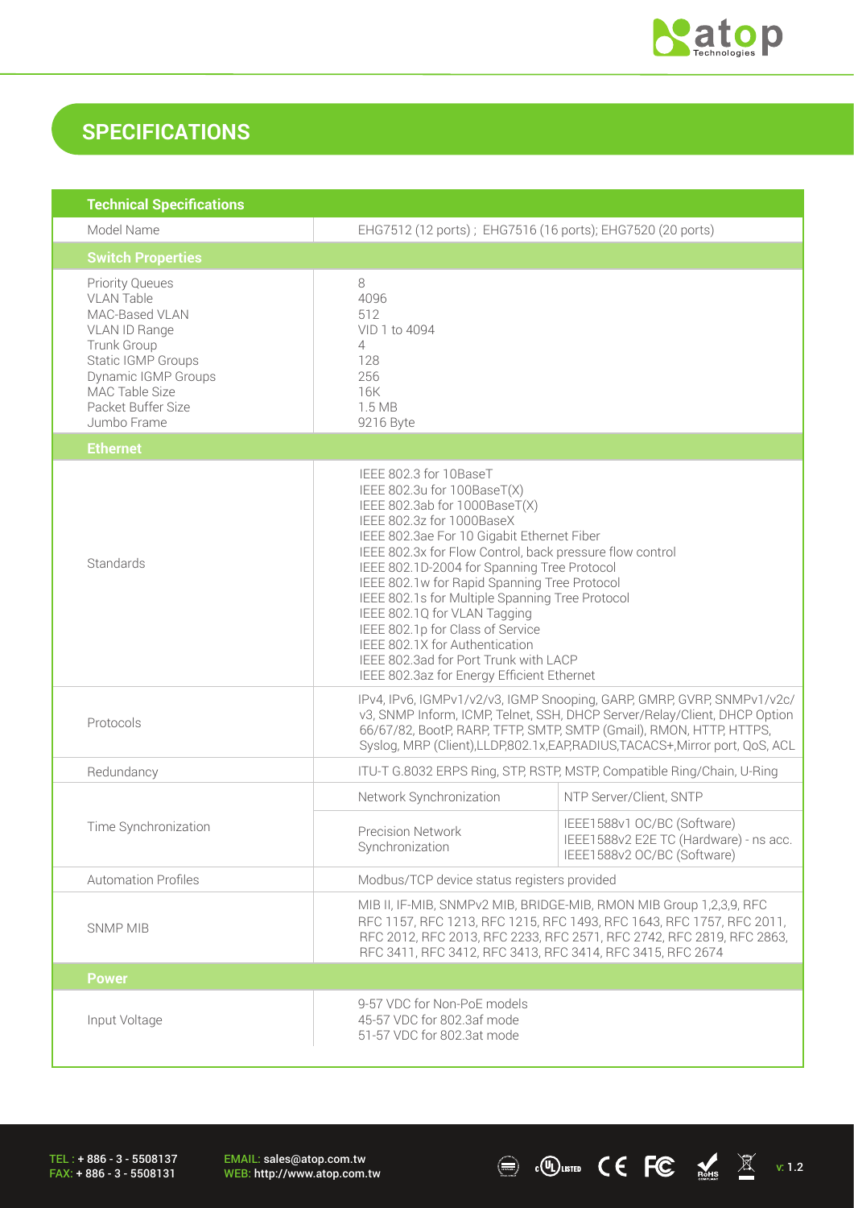## SPECIFICATIONS

| Technical Specifications | | |
|---|---|---|
| Model Name | EHG7512 (12 ports) ; EHG7516 (16 ports); EHG7520 (20 ports) | |
| **Switch Properties** | | |
| Priority Queues<br>VLAN Table<br>MAC-Based VLAN<br>VLAN ID Range<br>Trunk Group<br>Static IGMP Groups<br>Dynamic IGMP Groups<br>MAC Table Size<br>Packet Buffer Size<br>Jumbo Frame | 8<br>4096<br>512<br>VID 1 to 4094<br>4<br>128<br>256<br>16K<br>1.5 MB<br>9216 Byte | |
| **Ethernet** | | |
| Standards | IEEE 802.3 for 10BaseT<br>IEEE 802.3u for 100BaseT(X)<br>IEEE 802.3ab for 1000BaseT(X)<br>IEEE 802.3z for 1000BaseX<br>IEEE 802.3ae For 10 Gigabit Ethernet Fiber<br>IEEE 802.3x for Flow Control, back pressure flow control<br>IEEE 802.1D-2004 for Spanning Tree Protocol<br>IEEE 802.1w for Rapid Spanning Tree Protocol<br>IEEE 802.1s for Multiple Spanning Tree Protocol<br>IEEE 802.1Q for VLAN Tagging<br>IEEE 802.1p for Class of Service<br>IEEE 802.1X for Authentication<br>IEEE 802.3ad for Port Trunk with LACP<br>IEEE 802.3az for Energy Efficient Ethernet | |
| Protocols | IPv4, IPv6, IGMPv1/v2/v3, IGMP Snooping, GARP, GMRP, GVRP, SNMPv1/v2c/v3, SNMP Inform, ICMP, Telnet, SSH, DHCP Server/Relay/Client, DHCP Option 66/67/82, BootP, RARP, TFTP, SMTP, SMTP (Gmail), RMON, HTTP, HTTPS, Syslog, MRP (Client),LLDP,802.1x,EAP,RADIUS,TACACS+,Mirror port, QoS, ACL | |
| Redundancy | ITU-T G.8032 ERPS Ring, STP, RSTP, MSTP, Compatible Ring/Chain, U-Ring | |
| Time Synchronization | Network Synchronization | NTP Server/Client, SNTP |
| | Precision Network Synchronization | IEEE1588v1 OC/BC (Software)<br>IEEE1588v2 E2E TC (Hardware) - ns acc.<br>IEEE1588v2 OC/BC (Software) |
| Automation Profiles | Modbus/TCP device status registers provided | |
| SNMP MIB | MIB II, IF-MIB, SNMPv2 MIB, BRIDGE-MIB, RMON MIB Group 1,2,3,9, RFC RFC 1157, RFC 1213, RFC 1215, RFC 1493, RFC 1643, RFC 1757, RFC 2011, RFC 2012, RFC 2013, RFC 2233, RFC 2571, RFC 2742, RFC 2819, RFC 2863, RFC 3411, RFC 3412, RFC 3413, RFC 3414, RFC 3415, RFC 2674 | |
| **Power** | | |
| Input Voltage | 9-57 VDC for Non-PoE models<br>45-57 VDC for 802.3af mode<br>51-57 VDC for 802.3at mode | |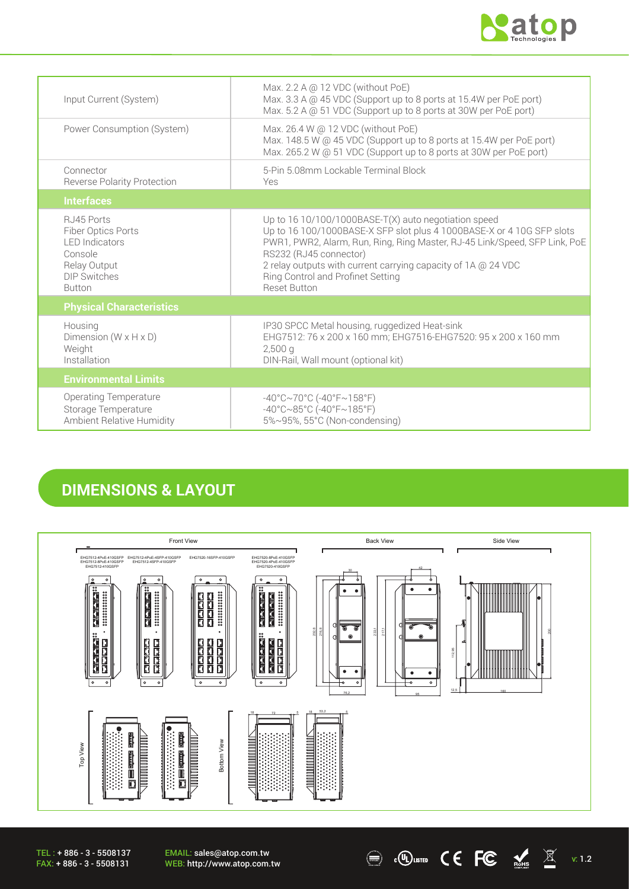| | |
|---|---|
| Input Current (System) | Max. 2.2 A @ 12 VDC (without PoE)<br>Max. 3.3 A @ 45 VDC (Support up to 8 ports at 15.4W per PoE port)<br>Max. 5.2 A @ 51 VDC (Support up to 8 ports at 30W per PoE port) |
| Power Consumption (System) | Max. 26.4 W @ 12 VDC (without PoE)<br>Max. 148.5 W @ 45 VDC (Support up to 8 ports at 15.4W per PoE port)<br>Max. 265.2 W @ 51 VDC (Support up to 8 ports at 30W per PoE port) |
| Connector<br>Reverse Polarity Protection | 5-Pin 5.08mm Lockable Terminal Block<br>Yes |
| **Interfaces** | |
| RJ45 Ports<br>Fiber Optics Ports<br>LED Indicators<br>Console<br>Relay Output<br>DIP Switches<br>Button | Up to 16 10/100/1000BASE-T(X) auto negotiation speed<br>Up to 16 100/1000BASE-X SFP slot plus 4 1000BASE-X or 4 10G SFP slots<br>PWR1, PWR2, Alarm, Run, Ring, Ring Master, RJ-45 Link/Speed, SFP Link, PoE<br>RS232 (RJ45 connector)<br>2 relay outputs with current carrying capacity of 1A @ 24 VDC<br>Ring Control and Profinet Setting<br>Reset Button |
| **Physical Characteristics** | |
| Housing<br>Dimension (W x H x D)<br>Weight<br>Installation | IP30 SPCC Metal housing, ruggedized Heat-sink<br>EHG7512: 76 x 200 x 160 mm; EHG7516-EHG7520: 95 x 200 x 160 mm<br>2,500 g<br>DIN-Rail, Wall mount (optional kit) |
| **Environmental Limits** | |
| Operating Temperature<br>Storage Temperature<br>Ambient Relative Humidity | -40°C~70°C (-40°F~158°F)<br>-40°C~85°C (-40°F~185°F)<br>5%~95%, 55°C (Non-condensing) |

## DIMENSIONS & LAYOUT

Front View | Back View | Side View

EHG7512-4PoE-410GSFP, EHG7512-8PoE-410GSFP, EHG7512-410GSFP | EHG7512-4PoE-4SFP-410GSFP, EHG7512-4SFP-410GSFP | EHG7520-16SFP-410GSFP | EHG7520-8PoE-410GSFP, EHG7520-4PoE-410GSFP, EHG7520-410GSFP

Top View | Bottom View

TEL : + 886 - 3 - 5508137
FAX: + 886 - 3 - 5508131

EMAIL: sales@atop.com.tw
WEB: http://www.atop.com.tw

v: 1.2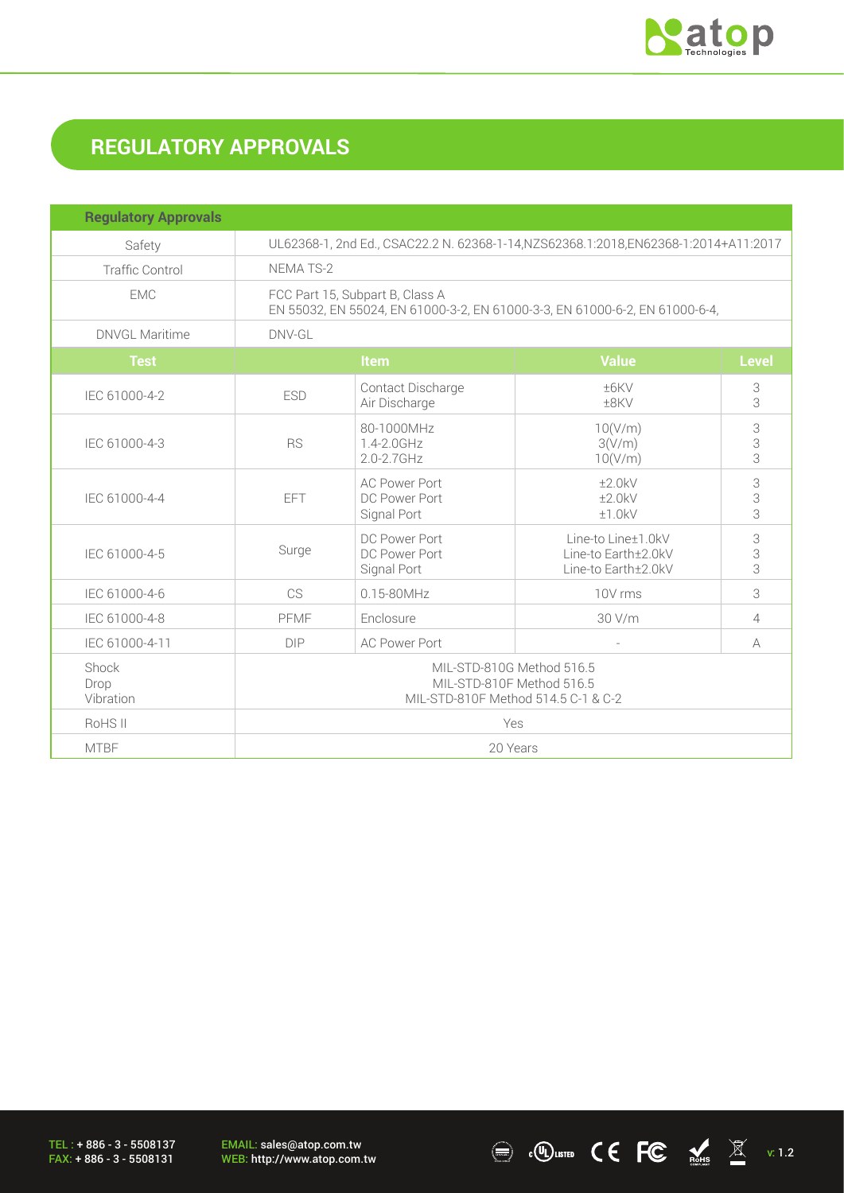## REGULATORY APPROVALS

| Regulatory Approvals | | | | |
|---|---|---|---|---|
| Safety | UL62368-1, 2nd Ed., CSAC22.2 N. 62368-1-14,NZS62368.1:2018,EN62368-1:2014+A11:2017 | | | |
| Traffic Control | NEMA TS-2 | | | |
| EMC | FCC Part 15, Subpart B, Class A<br>EN 55032, EN 55024, EN 61000-3-2, EN 61000-3-3, EN 61000-6-2, EN 61000-6-4, | | | |
| DNVGL Maritime | DNV-GL | | | |
| **Test** | **Item** | | **Value** | **Level** |
| IEC 61000-4-2 | ESD | Contact Discharge<br>Air Discharge | ±6KV<br>±8KV | 3<br>3 |
| IEC 61000-4-3 | RS | 80-1000MHz<br>1.4-2.0GHz<br>2.0-2.7GHz | 10(V/m)<br>3(V/m)<br>10(V/m) | 3<br>3<br>3 |
| IEC 61000-4-4 | EFT | AC Power Port<br>DC Power Port<br>Signal Port | ±2.0kV<br>±2.0kV<br>±1.0kV | 3<br>3<br>3 |
| IEC 61000-4-5 | Surge | DC Power Port<br>DC Power Port<br>Signal Port | Line-to Line±1.0kV<br>Line-to Earth±2.0kV<br>Line-to Earth±2.0kV | 3<br>3<br>3 |
| IEC 61000-4-6 | CS | 0.15-80MHz | 10V rms | 3 |
| IEC 61000-4-8 | PFMF | Enclosure | 30 V/m | 4 |
| IEC 61000-4-11 | DIP | AC Power Port | - | A |
| Shock<br>Drop<br>Vibration | MIL-STD-810G Method 516.5<br>MIL-STD-810F Method 516.5<br>MIL-STD-810F Method 514.5 C-1 & C-2 | | | |
| RoHS II | Yes | | | |
| MTBF | 20 Years | | | |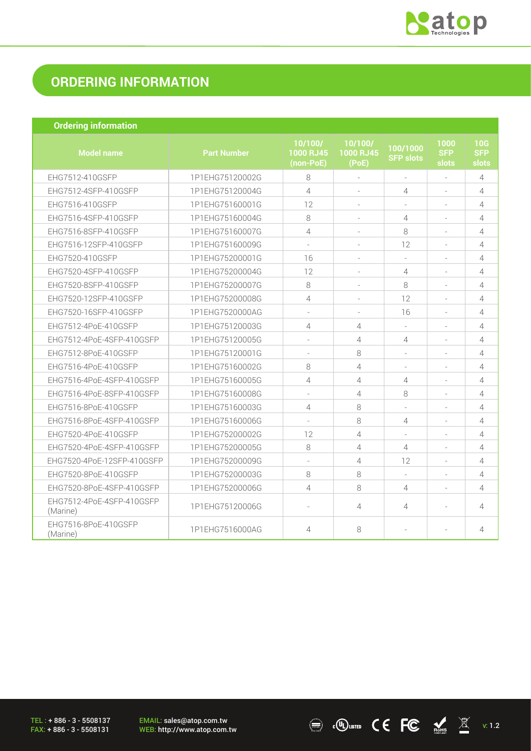# ORDERING INFORMATION

**Ordering information**

| Model name | Part Number | 10/100/1000 RJ45 (non-PoE) | 10/100/1000 RJ45 (PoE) | 100/1000 SFP slots | 1000 SFP slots | 10G SFP slots |
|---|---|---|---|---|---|---|
| EHG7512-410GSFP | 1P1EHG75120002G | 8 | - | - | - | 4 |
| EHG7512-4SFP-410GSFP | 1P1EHG75120004G | 4 | - | 4 | - | 4 |
| EHG7516-410GSFP | 1P1EHG75160001G | 12 | - | - | - | 4 |
| EHG7516-4SFP-410GSFP | 1P1EHG75160004G | 8 | - | 4 | - | 4 |
| EHG7516-8SFP-410GSFP | 1P1EHG75160007G | 4 | - | 8 | - | 4 |
| EHG7516-12SFP-410GSFP | 1P1EHG75160009G | - | - | 12 | - | 4 |
| EHG7520-410GSFP | 1P1EHG75200001G | 16 | - | - | - | 4 |
| EHG7520-4SFP-410GSFP | 1P1EHG75200004G | 12 | - | 4 | - | 4 |
| EHG7520-8SFP-410GSFP | 1P1EHG75200007G | 8 | - | 8 | - | 4 |
| EHG7520-12SFP-410GSFP | 1P1EHG75200008G | 4 | - | 12 | - | 4 |
| EHG7520-16SFP-410GSFP | 1P1EHG7520000AG | - | - | 16 | - | 4 |
| EHG7512-4PoE-410GSFP | 1P1EHG75120003G | 4 | 4 | - | - | 4 |
| EHG7512-4PoE-4SFP-410GSFP | 1P1EHG75120005G | - | 4 | 4 | - | 4 |
| EHG7512-8PoE-410GSFP | 1P1EHG75120001G | - | 8 | - | - | 4 |
| EHG7516-4PoE-410GSFP | 1P1EHG75160002G | 8 | 4 | - | - | 4 |
| EHG7516-4PoE-4SFP-410GSFP | 1P1EHG75160005G | 4 | 4 | 4 | - | 4 |
| EHG7516-4PoE-8SFP-410GSFP | 1P1EHG75160008G | - | 4 | 8 | - | 4 |
| EHG7516-8PoE-410GSFP | 1P1EHG75160003G | 4 | 8 | - | - | 4 |
| EHG7516-8PoE-4SFP-410GSFP | 1P1EHG75160006G | - | 8 | 4 | - | 4 |
| EHG7520-4PoE-410GSFP | 1P1EHG75200002G | 12 | 4 | - | - | 4 |
| EHG7520-4PoE-4SFP-410GSFP | 1P1EHG75200005G | 8 | 4 | 4 | - | 4 |
| EHG7520-4PoE-12SFP-410GSFP | 1P1EHG75200009G | - | 4 | 12 | - | 4 |
| EHG7520-8PoE-410GSFP | 1P1EHG75200003G | 8 | 8 | - | - | 4 |
| EHG7520-8PoE-4SFP-410GSFP | 1P1EHG75200006G | 4 | 8 | 4 | - | 4 |
| EHG7512-4PoE-4SFP-410GSFP (Marine) | 1P1EHG75120006G | - | 4 | 4 | - | 4 |
| EHG7516-8PoE-410GSFP (Marine) | 1P1EHG7516000AG | 4 | 8 | - | - | 4 |

TEL : + 886 - 3 - 5508137
FAX: + 886 - 3 - 5508131

EMAIL: sales@atop.com.tw
WEB: http://www.atop.com.tw

v: 1.2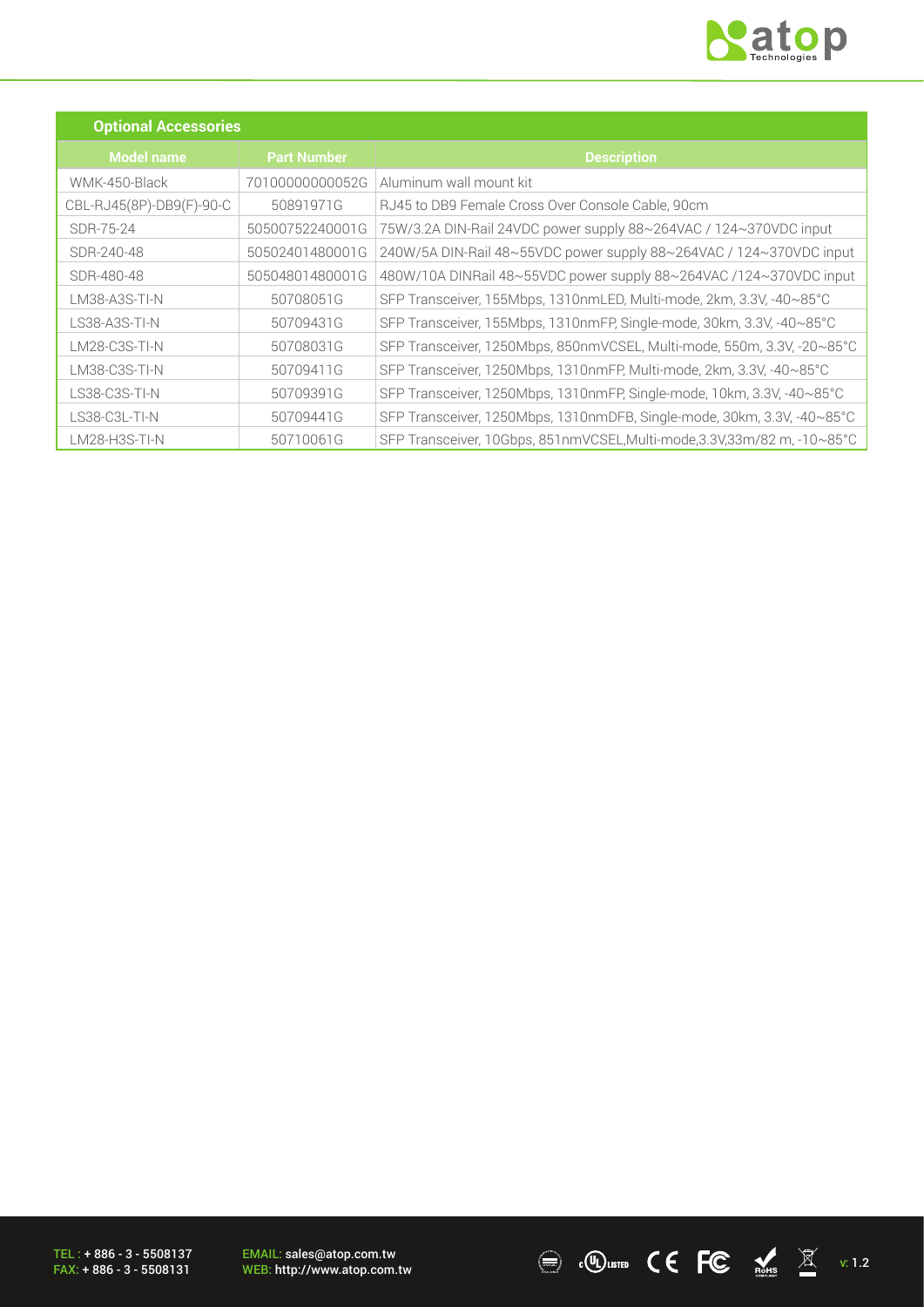## Optional Accessories

| Model name | Part Number | Description |
|---|---|---|
| WMK-450-Black | 70100000000052G | Aluminum wall mount kit |
| CBL-RJ45(8P)-DB9(F)-90-C | 50891971G | RJ45 to DB9 Female Cross Over Console Cable, 90cm |
| SDR-75-24 | 50500752240001G | 75W/3.2A DIN-Rail 24VDC power supply 88~264VAC / 124~370VDC input |
| SDR-240-48 | 50502401480001G | 240W/5A DIN-Rail 48~55VDC power supply 88~264VAC / 124~370VDC input |
| SDR-480-48 | 50504801480001G | 480W/10A DINRail 48~55VDC power supply 88~264VAC /124~370VDC input |
| LM38-A3S-TI-N | 50708051G | SFP Transceiver, 155Mbps, 1310nmLED, Multi-mode, 2km, 3.3V, -40~85°C |
| LS38-A3S-TI-N | 50709431G | SFP Transceiver, 155Mbps, 1310nmFP, Single-mode, 30km, 3.3V, -40~85°C |
| LM28-C3S-TI-N | 50708031G | SFP Transceiver, 1250Mbps, 850nmVCSEL, Multi-mode, 550m, 3.3V, -20~85°C |
| LM38-C3S-TI-N | 50709411G | SFP Transceiver, 1250Mbps, 1310nmFP, Multi-mode, 2km, 3.3V, -40~85°C |
| LS38-C3S-TI-N | 50709391G | SFP Transceiver, 1250Mbps, 1310nmFP, Single-mode, 10km, 3.3V, -40~85°C |
| LS38-C3L-TI-N | 50709441G | SFP Transceiver, 1250Mbps, 1310nmDFB, Single-mode, 30km, 3.3V, -40~85°C |
| LM28-H3S-TI-N | 50710061G | SFP Transceiver, 10Gbps, 851nmVCSEL,Multi-mode,3.3V,33m/82 m, -10~85°C |

TEL : + 886 - 3 - 5508137
FAX: + 886 - 3 - 5508131

EMAIL: sales@atop.com.tw
WEB: http://www.atop.com.tw

v: 1.2